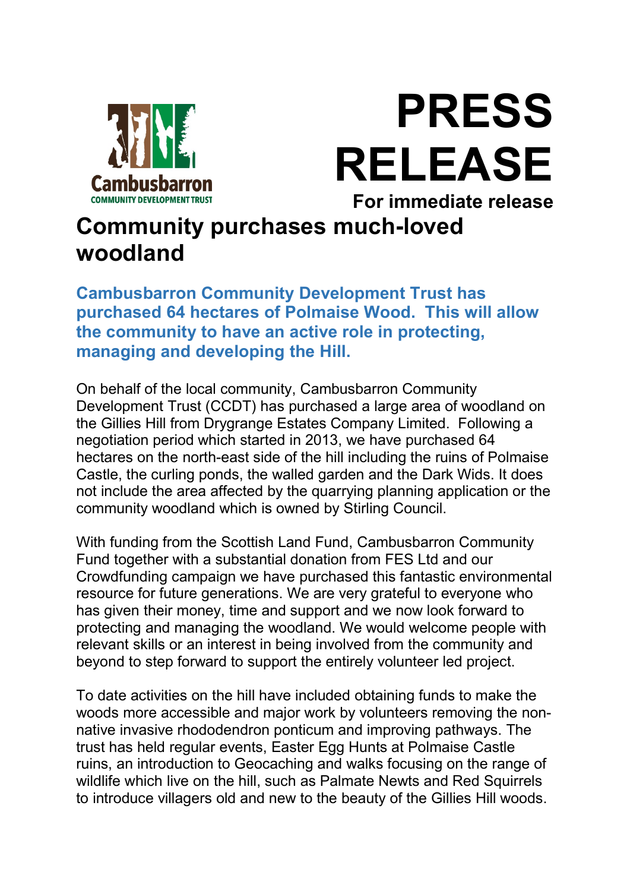Cambusbarron
COMMUNITY DEVELOPMENT TRUST

# PRESS RELEASE

**For immediate release**

# Community purchases much-loved woodland

**Cambusbarron Community Development Trust has purchased 64 hectares of Polmaise Wood. This will allow the community to have an active role in protecting, managing and developing the Hill.**

On behalf of the local community, Cambusbarron Community Development Trust (CCDT) has purchased a large area of woodland on the Gillies Hill from Drygrange Estates Company Limited. Following a negotiation period which started in 2013, we have purchased 64 hectares on the north-east side of the hill including the ruins of Polmaise Castle, the curling ponds, the walled garden and the Dark Wids. It does not include the area affected by the quarrying planning application or the community woodland which is owned by Stirling Council.

With funding from the Scottish Land Fund, Cambusbarron Community Fund together with a substantial donation from FES Ltd and our Crowdfunding campaign we have purchased this fantastic environmental resource for future generations. We are very grateful to everyone who has given their money, time and support and we now look forward to protecting and managing the woodland. We would welcome people with relevant skills or an interest in being involved from the community and beyond to step forward to support the entirely volunteer led project.

To date activities on the hill have included obtaining funds to make the woods more accessible and major work by volunteers removing the non-native invasive rhododendron ponticum and improving pathways. The trust has held regular events, Easter Egg Hunts at Polmaise Castle ruins, an introduction to Geocaching and walks focusing on the range of wildlife which live on the hill, such as Palmate Newts and Red Squirrels to introduce villagers old and new to the beauty of the Gillies Hill woods.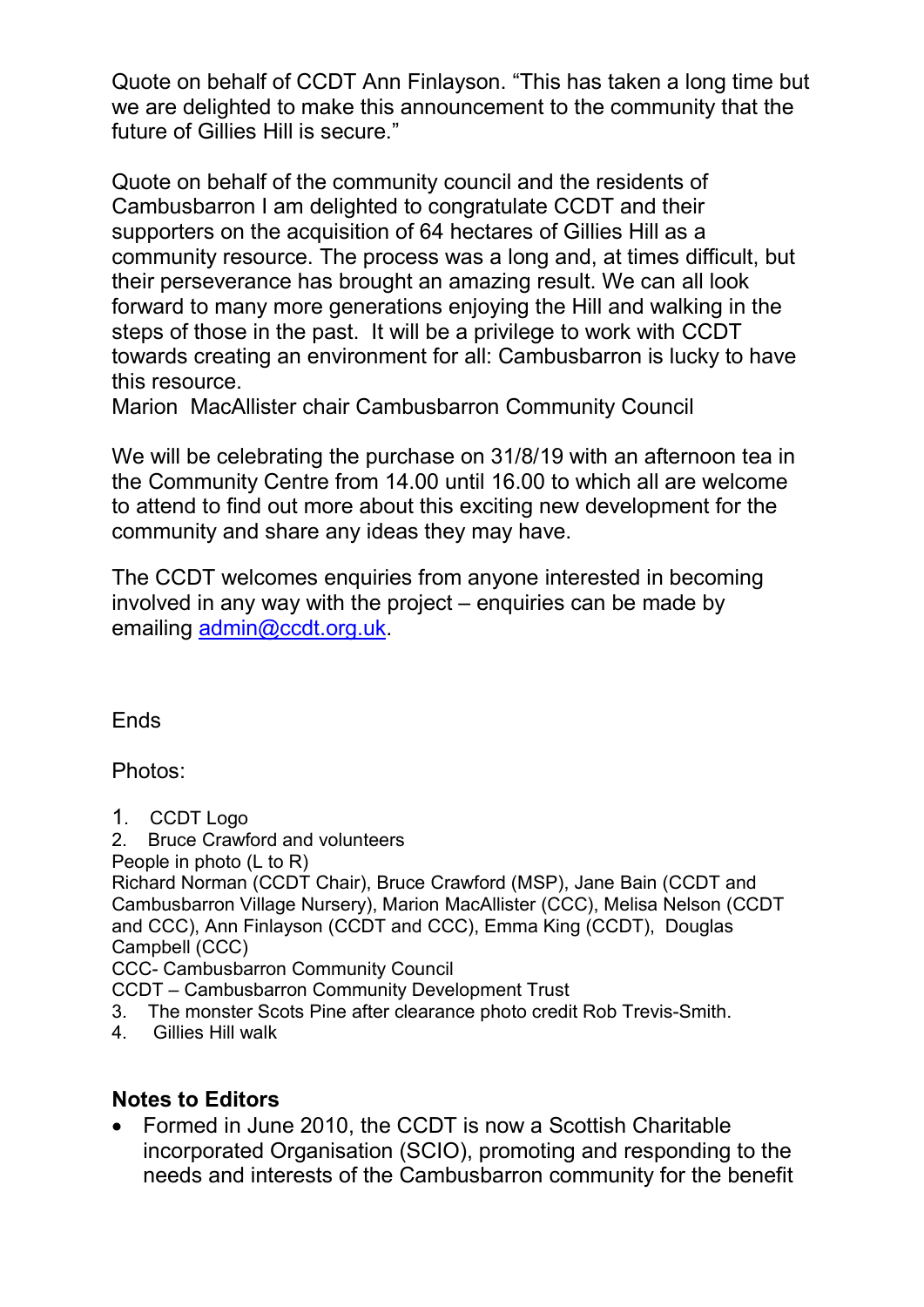Quote on behalf of CCDT Ann Finlayson. "This has taken a long time but we are delighted to make this announcement to the community that the future of Gillies Hill is secure."

Quote on behalf of the community council and the residents of Cambusbarron I am delighted to congratulate CCDT and their supporters on the acquisition of 64 hectares of Gillies Hill as a community resource. The process was a long and, at times difficult, but their perseverance has brought an amazing result. We can all look forward to many more generations enjoying the Hill and walking in the steps of those in the past. It will be a privilege to work with CCDT towards creating an environment for all: Cambusbarron is lucky to have this resource.
Marion MacAllister chair Cambusbarron Community Council

We will be celebrating the purchase on 31/8/19 with an afternoon tea in the Community Centre from 14.00 until 16.00 to which all are welcome to attend to find out more about this exciting new development for the community and share any ideas they may have.

The CCDT welcomes enquiries from anyone interested in becoming involved in any way with the project – enquiries can be made by emailing admin@ccdt.org.uk.

Ends

Photos:

1. CCDT Logo
2. Bruce Crawford and volunteers

People in photo (L to R)
Richard Norman (CCDT Chair), Bruce Crawford (MSP), Jane Bain (CCDT and Cambusbarron Village Nursery), Marion MacAllister (CCC), Melisa Nelson (CCDT and CCC), Ann Finlayson (CCDT and CCC), Emma King (CCDT), Douglas Campbell (CCC)
CCC- Cambusbarron Community Council
CCDT – Cambusbarron Community Development Trust

3. The monster Scots Pine after clearance photo credit Rob Trevis-Smith.
4. Gillies Hill walk

**Notes to Editors**

- Formed in June 2010, the CCDT is now a Scottish Charitable incorporated Organisation (SCIO), promoting and responding to the needs and interests of the Cambusbarron community for the benefit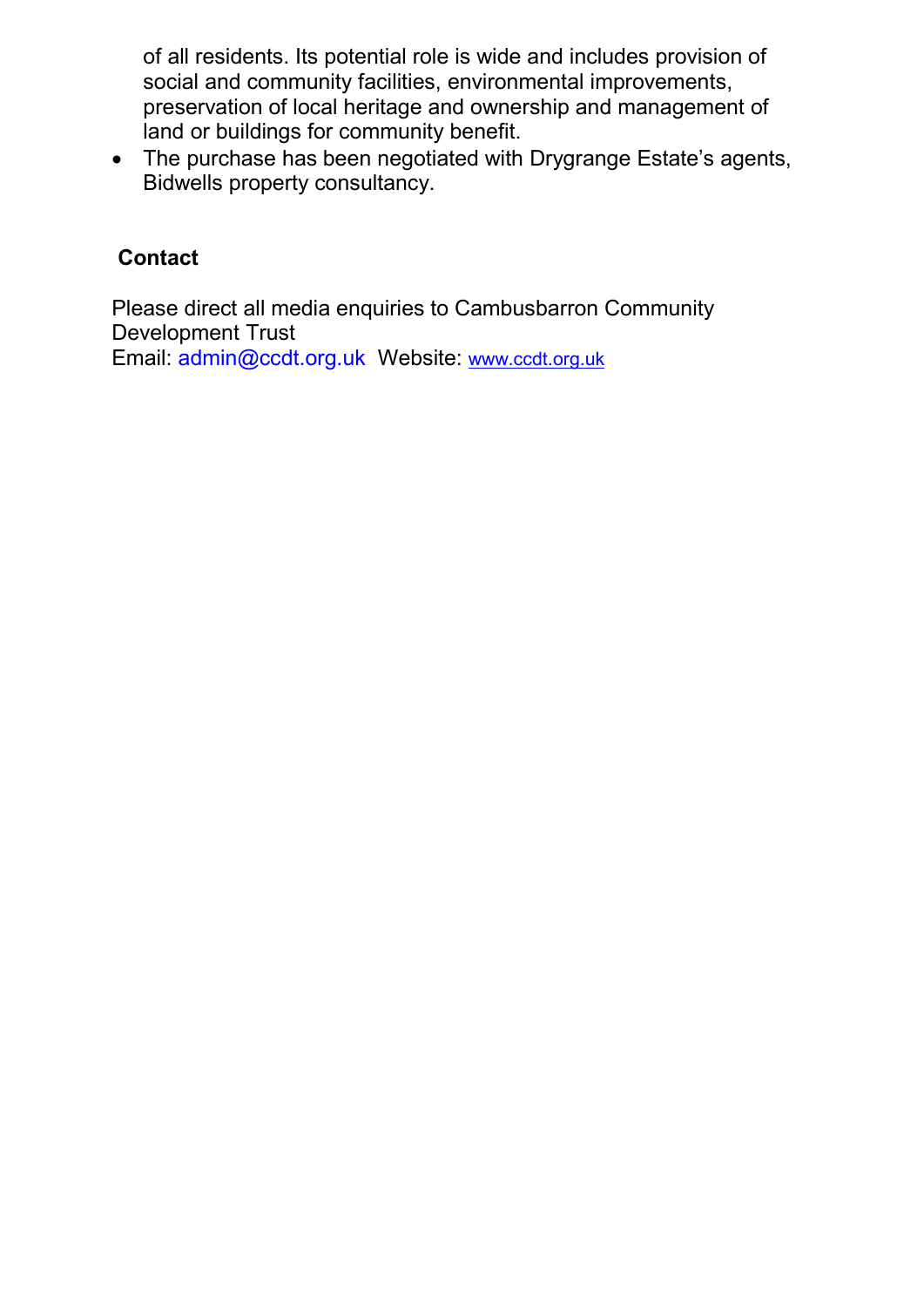of all residents. Its potential role is wide and includes provision of social and community facilities, environmental improvements, preservation of local heritage and ownership and management of land or buildings for community benefit.

- The purchase has been negotiated with Drygrange Estate's agents, Bidwells property consultancy.

**Contact**

Please direct all media enquiries to Cambusbarron Community Development Trust
Email: admin@ccdt.org.uk Website: www.ccdt.org.uk